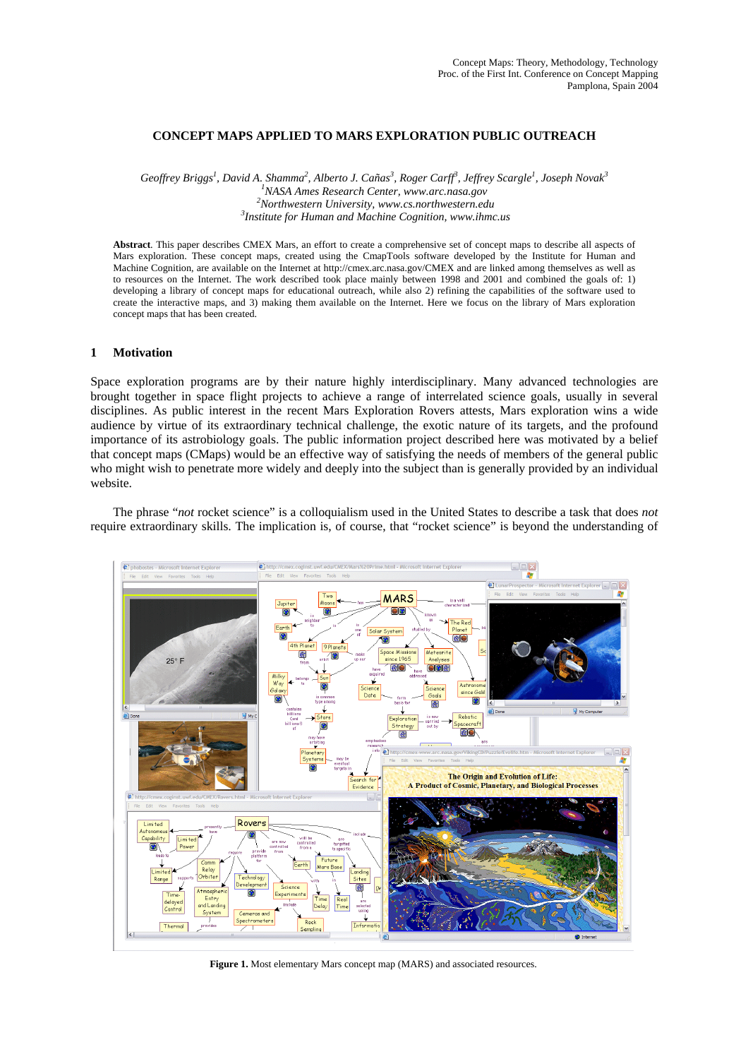Concept Maps: Theory, Methodology, Technology
Proc. of the First Int. Conference on Concept Mapping
Pamplona, Spain 2004

# CONCEPT MAPS APPLIED TO MARS EXPLORATION PUBLIC OUTREACH

*Geoffrey Briggs[1], David A. Shamma[2], Alberto J. Cañas[3], Roger Carff[3], Jeffrey Scargle[1], Joseph Novak[3]*
*[1]NASA Ames Research Center, www.arc.nasa.gov*
*[2]Northwestern University, www.cs.northwestern.edu*
*[3]Institute for Human and Machine Cognition, www.ihmc.us*

**Abstract**. This paper describes CMEX Mars, an effort to create a comprehensive set of concept maps to describe all aspects of Mars exploration. These concept maps, created using the CmapTools software developed by the Institute for Human and Machine Cognition, are available on the Internet at http://cmex.arc.nasa.gov/CMEX and are linked among themselves as well as to resources on the Internet. The work described took place mainly between 1998 and 2001 and combined the goals of: 1) developing a library of concept maps for educational outreach, while also 2) refining the capabilities of the software used to create the interactive maps, and 3) making them available on the Internet. Here we focus on the library of Mars exploration concept maps that has been created.

## 1 Motivation

Space exploration programs are by their nature highly interdisciplinary. Many advanced technologies are brought together in space flight projects to achieve a range of interrelated science goals, usually in several disciplines. As public interest in the recent Mars Exploration Rovers attests, Mars exploration wins a wide audience by virtue of its extraordinary technical challenge, the exotic nature of its targets, and the profound importance of its astrobiology goals. The public information project described here was motivated by a belief that concept maps (CMaps) would be an effective way of satisfying the needs of members of the general public who might wish to penetrate more widely and deeply into the subject than is generally provided by an individual website.

The phrase "*not* rocket science" is a colloquialism used in the United States to describe a task that does *not* require extraordinary skills. The implication is, of course, that "rocket science" is beyond the understanding of

**Figure 1.** Most elementary Mars concept map (MARS) and associated resources.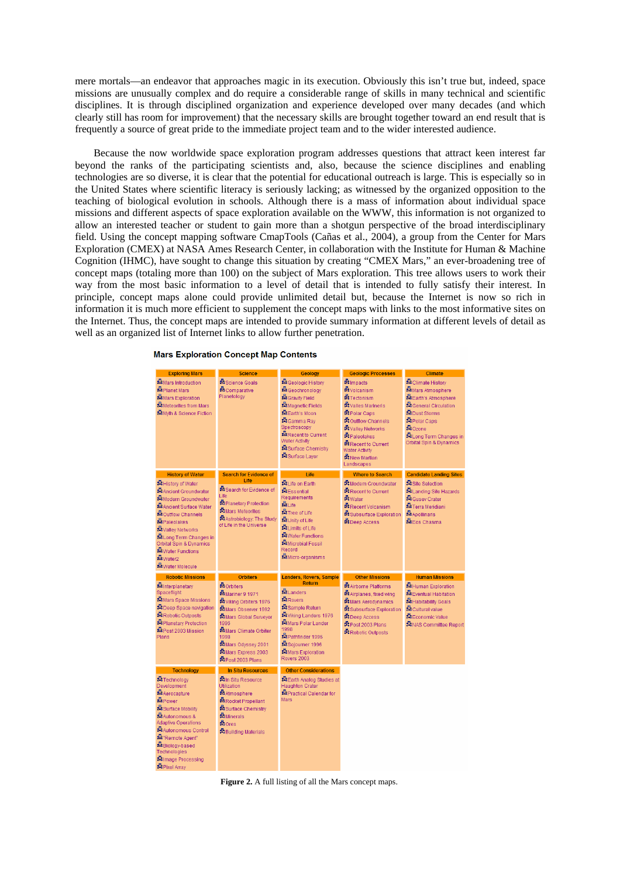mere mortals—an endeavor that approaches magic in its execution. Obviously this isn't true but, indeed, space missions are unusually complex and do require a considerable range of skills in many technical and scientific disciplines. It is through disciplined organization and experience developed over many decades (and which clearly still has room for improvement) that the necessary skills are brought together toward an end result that is frequently a source of great pride to the immediate project team and to the wider interested audience.

Because the now worldwide space exploration program addresses questions that attract keen interest far beyond the ranks of the participating scientists and, also, because the science disciplines and enabling technologies are so diverse, it is clear that the potential for educational outreach is large. This is especially so in the United States where scientific literacy is seriously lacking; as witnessed by the organized opposition to the teaching of biological evolution in schools. Although there is a mass of information about individual space missions and different aspects of space exploration available on the WWW, this information is not organized to allow an interested teacher or student to gain more than a shotgun perspective of the broad interdisciplinary field. Using the concept mapping software CmapTools (Cañas et al., 2004), a group from the Center for Mars Exploration (CMEX) at NASA Ames Research Center, in collaboration with the Institute for Human & Machine Cognition (IHMC), have sought to change this situation by creating "CMEX Mars," an ever-broadening tree of concept maps (totaling more than 100) on the subject of Mars exploration. This tree allows users to work their way from the most basic information to a level of detail that is intended to fully satisfy their interest. In principle, concept maps alone could provide unlimited detail but, because the Internet is now so rich in information it is much more efficient to supplement the concept maps with links to the most informative sites on the Internet. Thus, the concept maps are intended to provide summary information at different levels of detail as well as an organized list of Internet links to allow further penetration.

**Mars Exploration Concept Map Contents**

| Exploring Mars | Science | Geology | Geologic Processes | Climate |
|---|---|---|---|---|
| Mars Introduction<br>Planet Mars<br>Mars Exploration<br>Meteorites from Mars<br>Myth & Science Fiction | Science Goals<br>Comparative Planetology | Geologic History<br>Geochronology<br>Gravity Field<br>Magnetic Fields<br>Earth's Moon<br>Gamma Ray Spectroscopy<br>Recent to Current Water Activity<br>Surface Chemistry<br>Surface Layer | Impacts<br>Volcanism<br>Tectonism<br>Valles Marineris<br>Polar Caps<br>Outflow Channels<br>Valley Networks<br>Paleolakes<br>Recent to Current Water Activity<br>New Martian Landscapes | Climate History<br>Mars Atmosphere<br>Earth's Atmosphere<br>General Circulation<br>Dust Storms<br>Polar Caps<br>Ozone<br>Long Term Changes in Orbital Spin & Dynamics |
| **History of Water** | **Search for Evidence of Life** | **Life** | **Where to Search** | **Candidate Landing Sites** |
| History of Water<br>Ancient Groundwater<br>Modern Groundwater<br>Ancient Surface Water<br>Outflow Channels<br>Paleolakes<br>Valley Networks<br>Long Term Changes in Orbital Spin & Dynamics<br>Water Functions<br>Water2<br>Water Molecule | Search for Evidence of Life<br>Planetary Protection<br>Mars Meteorites<br>Astrobiology: The Study of Life in the Universe | Life on Earth<br>Essential Requirements<br>Life<br>Tree of Life<br>Unity of Life<br>Limits of Life<br>Water Functions<br>Microbial Fossil Record<br>Micro-organisms | Modern Groundwater<br>Recent to Current<br>Water<br>Recent Volcanism<br>Subsurface Exploration<br>Deep Access | Site Selection<br>Landing Site Hazards<br>Gusev Crater<br>Terra Meridiani<br>Apollinaris<br>Eos Chasma |
| **Robotic Missions** | **Orbiters** | **Landers, Rovers, Sample Return** | **Other Missions** | **Human Missions** |
| Interplanetary Spaceflight<br>Mars Space Missions<br>Deep Space navigation<br>Robotic Outposts<br>Planetary Protection<br>Post 2003 Mission Plans | Orbiters<br>Mariner 9 1971<br>Viking Orbiters 1976<br>Mars Observer 1992<br>Mars Global Surveyor 1996<br>Mars Climate Orbiter 1998<br>Mars Odyssey 2001<br>Mars Express 2003<br>Post 2003 Plans | Landers<br>Rovers<br>Sample Return<br>Viking Landers 1976<br>Mars Polar Lander 1998<br>Pathfinder 1996<br>Sojourner 1996<br>Mars Exploration Rovers 2003 | Airborne Platforms<br>Airplanes, fixed wing<br>Mars Aerodynamics<br>Subsurface Exploration<br>Deep Access<br>Post 2003 Plans<br>Robotic Outposts | Human Exploration<br>Eventual Habitation<br>Habitability Goals<br>Cultural value<br>Economic Value<br>NAS Committee Report |
| **Technology** | **In Situ Resources** | **Other Considerations** | | |
| Technology Development<br>Aerocapture<br>Power<br>Surface Mobility<br>Autonomous & Adaptive Operations<br>Autonomous Control<br>"Remote Agent"<br>Biology-based Technologies<br>Image Processing<br>Pixel Array | In Situ Resource Utilization<br>Atmosphere<br>Rocket Propellant<br>Surface Chemistry<br>Minerals<br>Ores<br>Building Materials | Earth Analog Studies at Haughton Crater<br>Practical Calendar for Mars | | |

**Figure 2.** A full listing of all the Mars concept maps.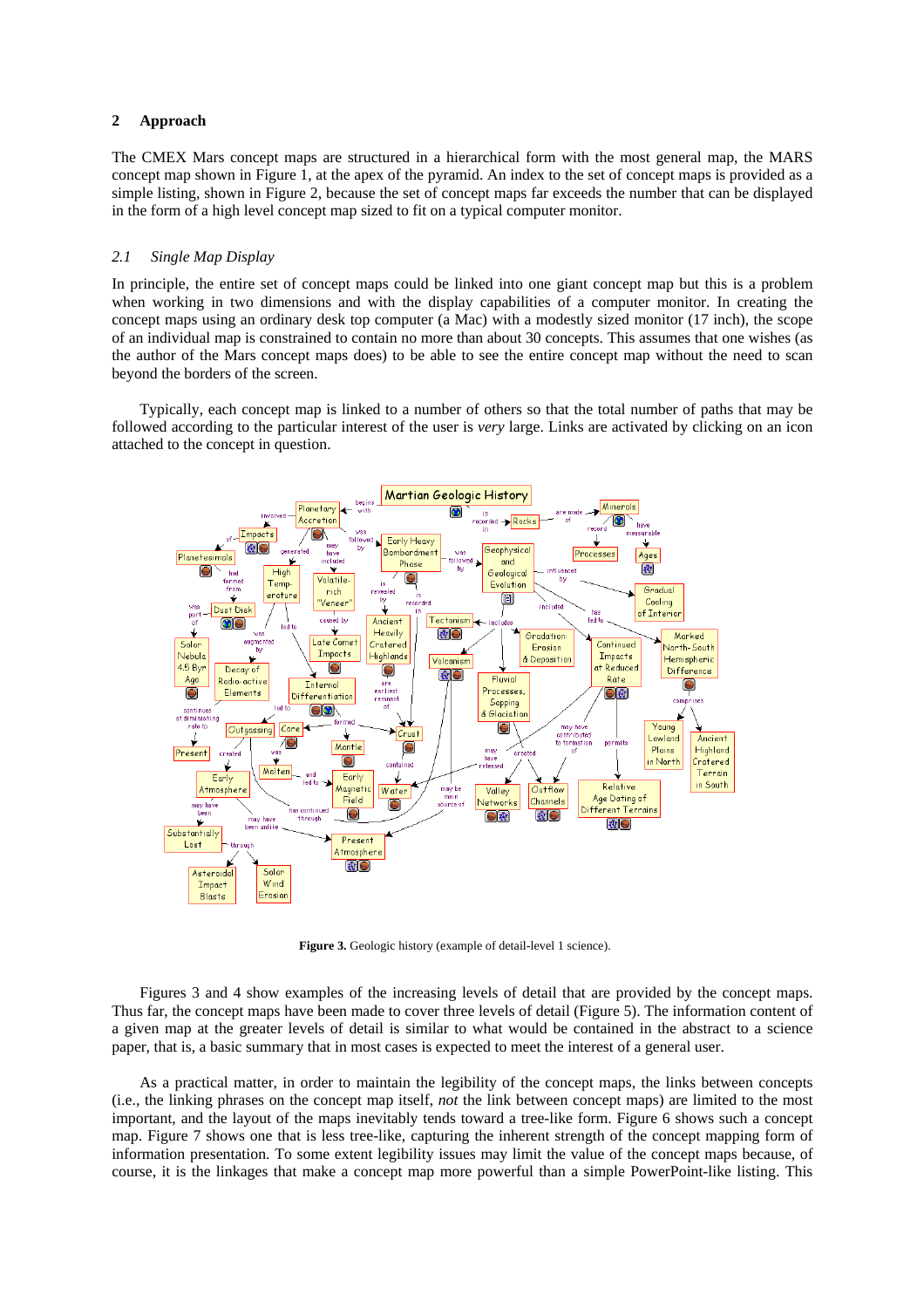## 2 Approach

The CMEX Mars concept maps are structured in a hierarchical form with the most general map, the MARS concept map shown in Figure 1, at the apex of the pyramid. An index to the set of concept maps is provided as a simple listing, shown in Figure 2, because the set of concept maps far exceeds the number that can be displayed in the form of a high level concept map sized to fit on a typical computer monitor.

### *2.1 Single Map Display*

In principle, the entire set of concept maps could be linked into one giant concept map but this is a problem when working in two dimensions and with the display capabilities of a computer monitor. In creating the concept maps using an ordinary desk top computer (a Mac) with a modestly sized monitor (17 inch), the scope of an individual map is constrained to contain no more than about 30 concepts. This assumes that one wishes (as the author of the Mars concept maps does) to be able to see the entire concept map without the need to scan beyond the borders of the screen.

Typically, each concept map is linked to a number of others so that the total number of paths that may be followed according to the particular interest of the user is *very* large. Links are activated by clicking on an icon attached to the concept in question.

**Figure 3.** Geologic history (example of detail-level 1 science).

Figures 3 and 4 show examples of the increasing levels of detail that are provided by the concept maps. Thus far, the concept maps have been made to cover three levels of detail (Figure 5). The information content of a given map at the greater levels of detail is similar to what would be contained in the abstract to a science paper, that is, a basic summary that in most cases is expected to meet the interest of a general user.

As a practical matter, in order to maintain the legibility of the concept maps, the links between concepts (i.e., the linking phrases on the concept map itself, *not* the link between concept maps) are limited to the most important, and the layout of the maps inevitably tends toward a tree-like form. Figure 6 shows such a concept map. Figure 7 shows one that is less tree-like, capturing the inherent strength of the concept mapping form of information presentation. To some extent legibility issues may limit the value of the concept maps because, of course, it is the linkages that make a concept map more powerful than a simple PowerPoint-like listing. This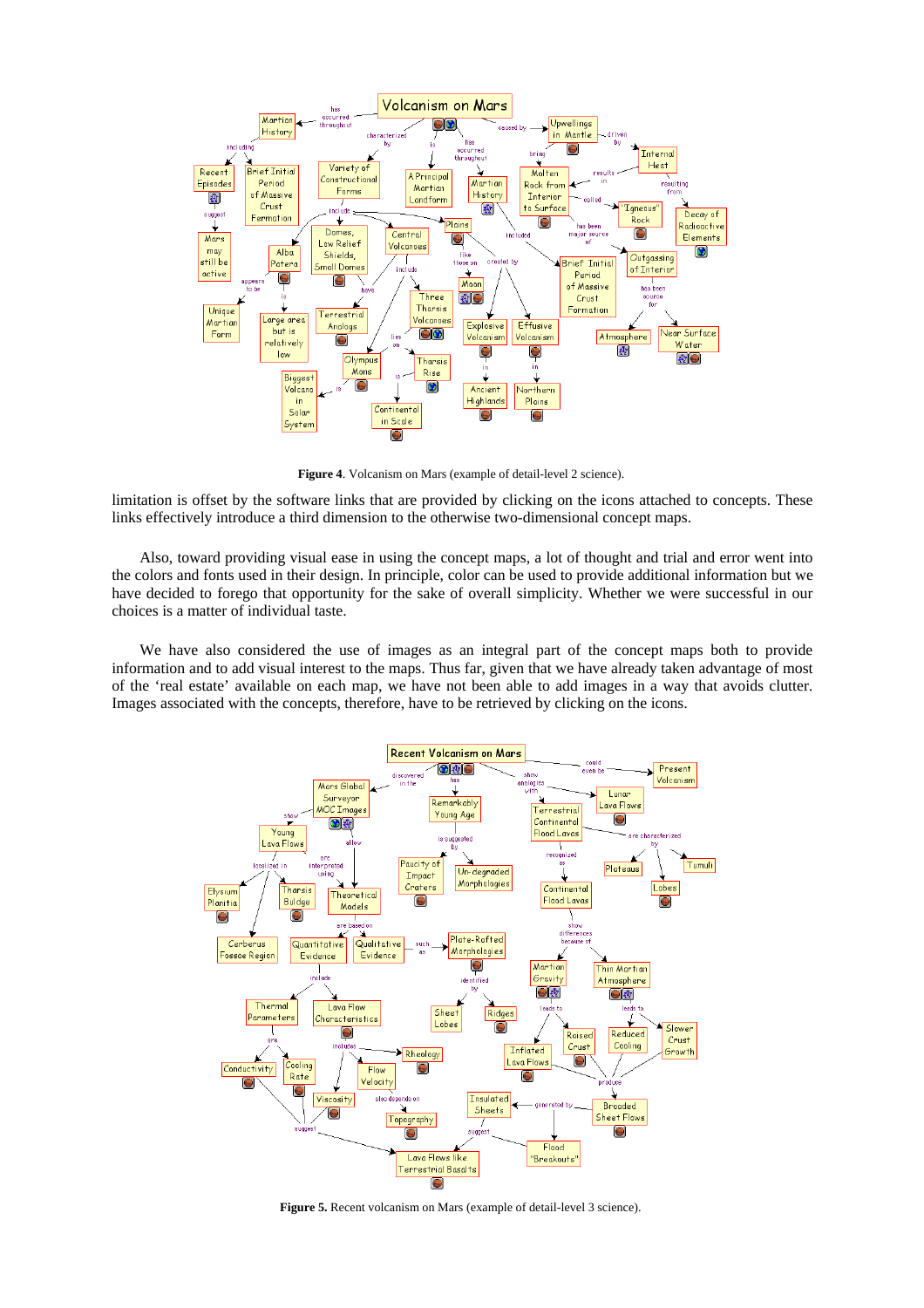**Figure 4**. Volcanism on Mars (example of detail-level 2 science).

limitation is offset by the software links that are provided by clicking on the icons attached to concepts. These links effectively introduce a third dimension to the otherwise two-dimensional concept maps.

Also, toward providing visual ease in using the concept maps, a lot of thought and trial and error went into the colors and fonts used in their design. In principle, color can be used to provide additional information but we have decided to forego that opportunity for the sake of overall simplicity. Whether we were successful in our choices is a matter of individual taste.

We have also considered the use of images as an integral part of the concept maps both to provide information and to add visual interest to the maps. Thus far, given that we have already taken advantage of most of the 'real estate' available on each map, we have not been able to add images in a way that avoids clutter. Images associated with the concepts, therefore, have to be retrieved by clicking on the icons.

**Figure 5.** Recent volcanism on Mars (example of detail-level 3 science).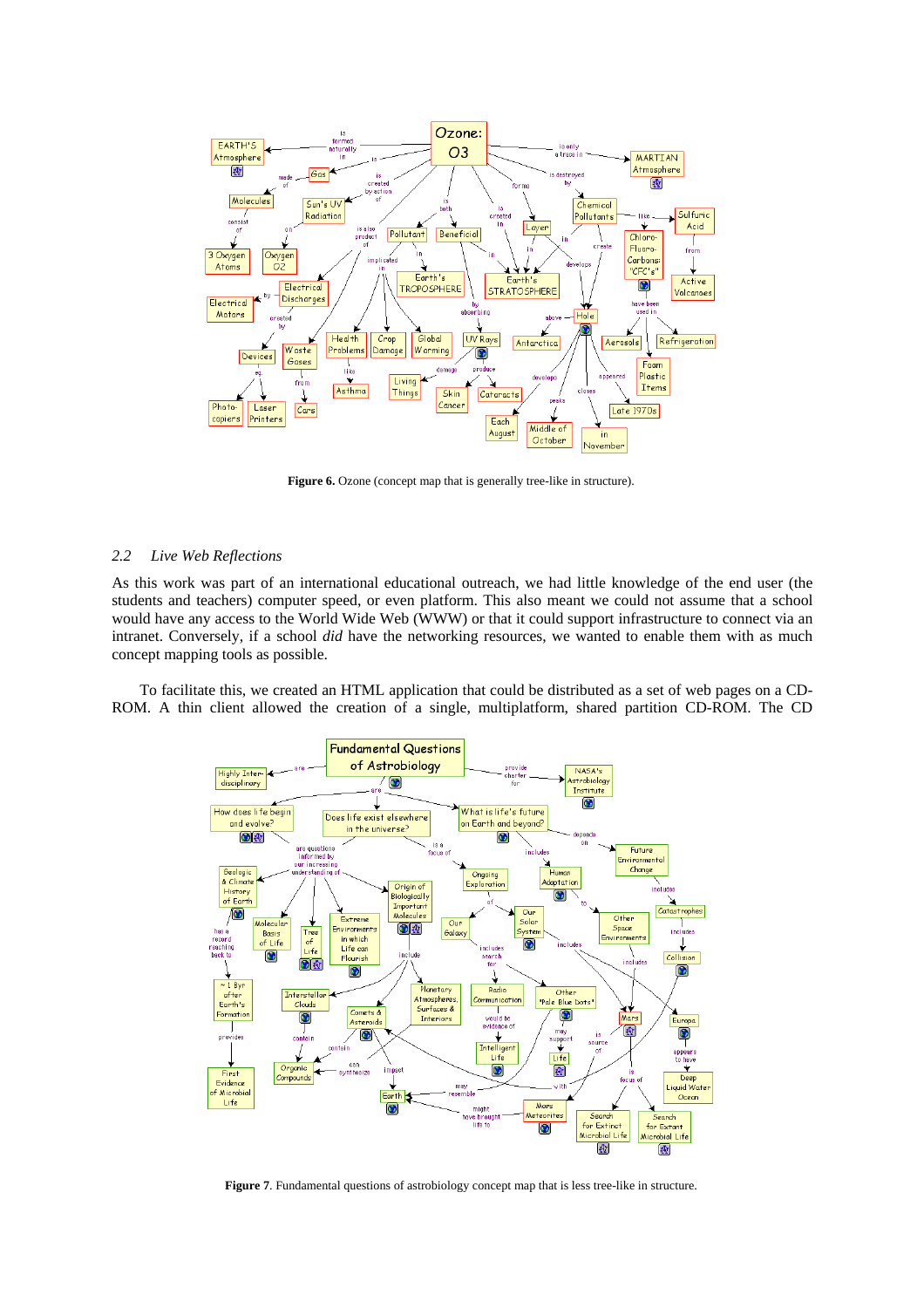**Figure 6.** Ozone (concept map that is generally tree-like in structure).

### 2.2 *Live Web Reflections*

As this work was part of an international educational outreach, we had little knowledge of the end user (the students and teachers) computer speed, or even platform. This also meant we could not assume that a school would have any access to the World Wide Web (WWW) or that it could support infrastructure to connect via an intranet. Conversely, if a school *did* have the networking resources, we wanted to enable them with as much concept mapping tools as possible.

To facilitate this, we created an HTML application that could be distributed as a set of web pages on a CD-ROM. A thin client allowed the creation of a single, multiplatform, shared partition CD-ROM. The CD

**Figure 7**. Fundamental questions of astrobiology concept map that is less tree-like in structure.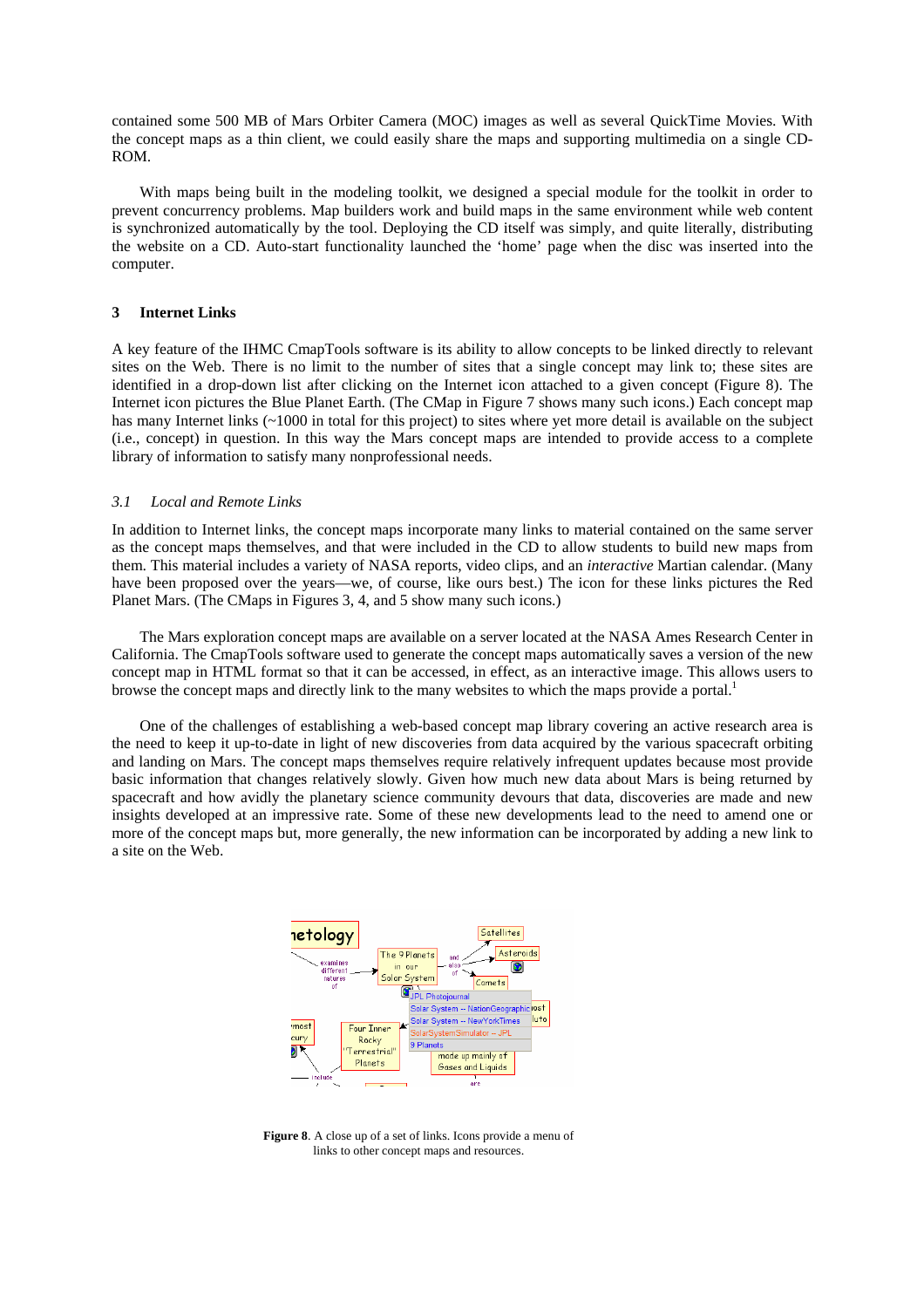contained some 500 MB of Mars Orbiter Camera (MOC) images as well as several QuickTime Movies. With the concept maps as a thin client, we could easily share the maps and supporting multimedia on a single CD-ROM.

With maps being built in the modeling toolkit, we designed a special module for the toolkit in order to prevent concurrency problems. Map builders work and build maps in the same environment while web content is synchronized automatically by the tool. Deploying the CD itself was simply, and quite literally, distributing the website on a CD. Auto-start functionality launched the 'home' page when the disc was inserted into the computer.

## 3 Internet Links

A key feature of the IHMC CmapTools software is its ability to allow concepts to be linked directly to relevant sites on the Web. There is no limit to the number of sites that a single concept may link to; these sites are identified in a drop-down list after clicking on the Internet icon attached to a given concept (Figure 8). The Internet icon pictures the Blue Planet Earth. (The CMap in Figure 7 shows many such icons.) Each concept map has many Internet links (~1000 in total for this project) to sites where yet more detail is available on the subject (i.e., concept) in question. In this way the Mars concept maps are intended to provide access to a complete library of information to satisfy many nonprofessional needs.

### *3.1 Local and Remote Links*

In addition to Internet links, the concept maps incorporate many links to material contained on the same server as the concept maps themselves, and that were included in the CD to allow students to build new maps from them. This material includes a variety of NASA reports, video clips, and an *interactive* Martian calendar. (Many have been proposed over the years—we, of course, like ours best.) The icon for these links pictures the Red Planet Mars. (The CMaps in Figures 3, 4, and 5 show many such icons.)

The Mars exploration concept maps are available on a server located at the NASA Ames Research Center in California. The CmapTools software used to generate the concept maps automatically saves a version of the new concept map in HTML format so that it can be accessed, in effect, as an interactive image. This allows users to browse the concept maps and directly link to the many websites to which the maps provide a portal.[1]

One of the challenges of establishing a web-based concept map library covering an active research area is the need to keep it up-to-date in light of new discoveries from data acquired by the various spacecraft orbiting and landing on Mars. The concept maps themselves require relatively infrequent updates because most provide basic information that changes relatively slowly. Given how much new data about Mars is being returned by spacecraft and how avidly the planetary science community devours that data, discoveries are made and new insights developed at an impressive rate. Some of these new developments lead to the need to amend one or more of the concept maps but, more generally, the new information can be incorporated by adding a new link to a site on the Web.

**Figure 8**. A close up of a set of links. Icons provide a menu of links to other concept maps and resources.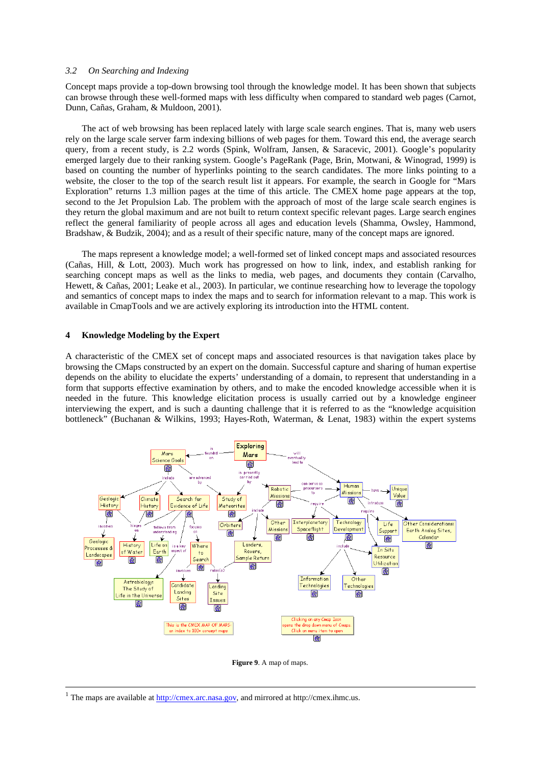### 3.2 On Searching and Indexing

Concept maps provide a top-down browsing tool through the knowledge model. It has been shown that subjects can browse through these well-formed maps with less difficulty when compared to standard web pages (Carnot, Dunn, Cañas, Graham, & Muldoon, 2001).

The act of web browsing has been replaced lately with large scale search engines. That is, many web users rely on the large scale server farm indexing billions of web pages for them. Toward this end, the average search query, from a recent study, is 2.2 words (Spink, Wolfram, Jansen, & Saracevic, 2001). Google's popularity emerged largely due to their ranking system. Google's PageRank (Page, Brin, Motwani, & Winograd, 1999) is based on counting the number of hyperlinks pointing to the search candidates. The more links pointing to a website, the closer to the top of the search result list it appears. For example, the search in Google for "Mars Exploration" returns 1.3 million pages at the time of this article. The CMEX home page appears at the top, second to the Jet Propulsion Lab. The problem with the approach of most of the large scale search engines is they return the global maximum and are not built to return context specific relevant pages. Large search engines reflect the general familiarity of people across all ages and education levels (Shamma, Owsley, Hammond, Bradshaw, & Budzik, 2004); and as a result of their specific nature, many of the concept maps are ignored.

The maps represent a knowledge model; a well-formed set of linked concept maps and associated resources (Cañas, Hill, & Lott, 2003). Much work has progressed on how to link, index, and establish ranking for searching concept maps as well as the links to media, web pages, and documents they contain (Carvalho, Hewett, & Cañas, 2001; Leake et al., 2003). In particular, we continue researching how to leverage the topology and semantics of concept maps to index the maps and to search for information relevant to a map. This work is available in CmapTools and we are actively exploring its introduction into the HTML content.

## 4 Knowledge Modeling by the Expert

A characteristic of the CMEX set of concept maps and associated resources is that navigation takes place by browsing the CMaps constructed by an expert on the domain. Successful capture and sharing of human expertise depends on the ability to elucidate the experts' understanding of a domain, to represent that understanding in a form that supports effective examination by others, and to make the encoded knowledge accessible when it is needed in the future. This knowledge elicitation process is usually carried out by a knowledge engineer interviewing the expert, and is such a daunting challenge that it is referred to as the "knowledge acquisition bottleneck" (Buchanan & Wilkins, 1993; Hayes-Roth, Waterman, & Lenat, 1983) within the expert systems

**Figure 9**. A map of maps.

[1] The maps are available at http://cmex.arc.nasa.gov, and mirrored at http://cmex.ihmc.us.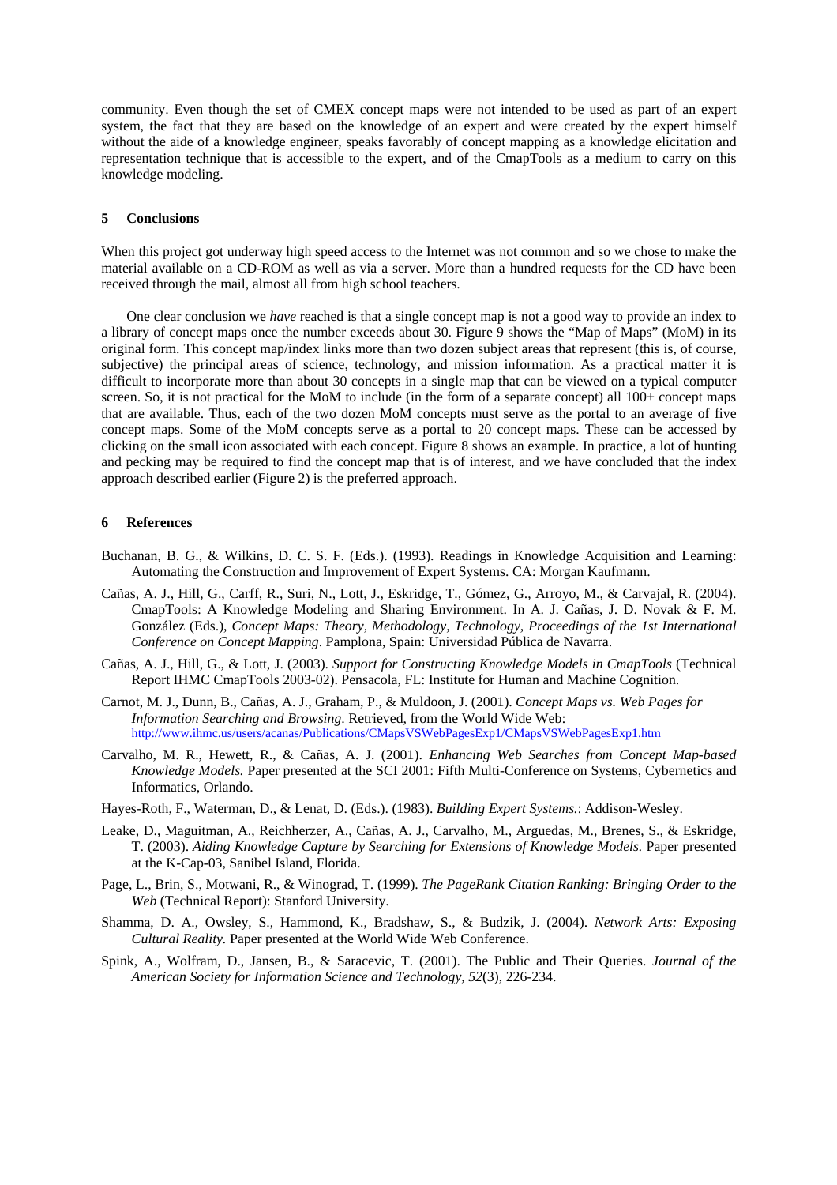community. Even though the set of CMEX concept maps were not intended to be used as part of an expert system, the fact that they are based on the knowledge of an expert and were created by the expert himself without the aide of a knowledge engineer, speaks favorably of concept mapping as a knowledge elicitation and representation technique that is accessible to the expert, and of the CmapTools as a medium to carry on this knowledge modeling.

## 5 Conclusions

When this project got underway high speed access to the Internet was not common and so we chose to make the material available on a CD-ROM as well as via a server. More than a hundred requests for the CD have been received through the mail, almost all from high school teachers.

One clear conclusion we *have* reached is that a single concept map is not a good way to provide an index to a library of concept maps once the number exceeds about 30. Figure 9 shows the "Map of Maps" (MoM) in its original form. This concept map/index links more than two dozen subject areas that represent (this is, of course, subjective) the principal areas of science, technology, and mission information. As a practical matter it is difficult to incorporate more than about 30 concepts in a single map that can be viewed on a typical computer screen. So, it is not practical for the MoM to include (in the form of a separate concept) all 100+ concept maps that are available. Thus, each of the two dozen MoM concepts must serve as the portal to an average of five concept maps. Some of the MoM concepts serve as a portal to 20 concept maps. These can be accessed by clicking on the small icon associated with each concept. Figure 8 shows an example. In practice, a lot of hunting and pecking may be required to find the concept map that is of interest, and we have concluded that the index approach described earlier (Figure 2) is the preferred approach.

## 6 References

Buchanan, B. G., & Wilkins, D. C. S. F. (Eds.). (1993). Readings in Knowledge Acquisition and Learning: Automating the Construction and Improvement of Expert Systems. CA: Morgan Kaufmann.

Cañas, A. J., Hill, G., Carff, R., Suri, N., Lott, J., Eskridge, T., Gómez, G., Arroyo, M., & Carvajal, R. (2004). CmapTools: A Knowledge Modeling and Sharing Environment. In A. J. Cañas, J. D. Novak & F. M. González (Eds.), *Concept Maps: Theory, Methodology, Technology, Proceedings of the 1st International Conference on Concept Mapping*. Pamplona, Spain: Universidad Pública de Navarra.

Cañas, A. J., Hill, G., & Lott, J. (2003). *Support for Constructing Knowledge Models in CmapTools* (Technical Report IHMC CmapTools 2003-02). Pensacola, FL: Institute for Human and Machine Cognition.

Carnot, M. J., Dunn, B., Cañas, A. J., Graham, P., & Muldoon, J. (2001). *Concept Maps vs. Web Pages for Information Searching and Browsing.* Retrieved, from the World Wide Web: http://www.ihmc.us/users/acanas/Publications/CMapsVSWebPagesExp1/CMapsVSWebPagesExp1.htm

Carvalho, M. R., Hewett, R., & Cañas, A. J. (2001). *Enhancing Web Searches from Concept Map-based Knowledge Models.* Paper presented at the SCI 2001: Fifth Multi-Conference on Systems, Cybernetics and Informatics, Orlando.

Hayes-Roth, F., Waterman, D., & Lenat, D. (Eds.). (1983). *Building Expert Systems.*: Addison-Wesley.

Leake, D., Maguitman, A., Reichherzer, A., Cañas, A. J., Carvalho, M., Arguedas, M., Brenes, S., & Eskridge, T. (2003). *Aiding Knowledge Capture by Searching for Extensions of Knowledge Models.* Paper presented at the K-Cap-03, Sanibel Island, Florida.

Page, L., Brin, S., Motwani, R., & Winograd, T. (1999). *The PageRank Citation Ranking: Bringing Order to the Web* (Technical Report): Stanford University.

Shamma, D. A., Owsley, S., Hammond, K., Bradshaw, S., & Budzik, J. (2004). *Network Arts: Exposing Cultural Reality.* Paper presented at the World Wide Web Conference.

Spink, A., Wolfram, D., Jansen, B., & Saracevic, T. (2001). The Public and Their Queries. *Journal of the American Society for Information Science and Technology, 52*(3), 226-234.